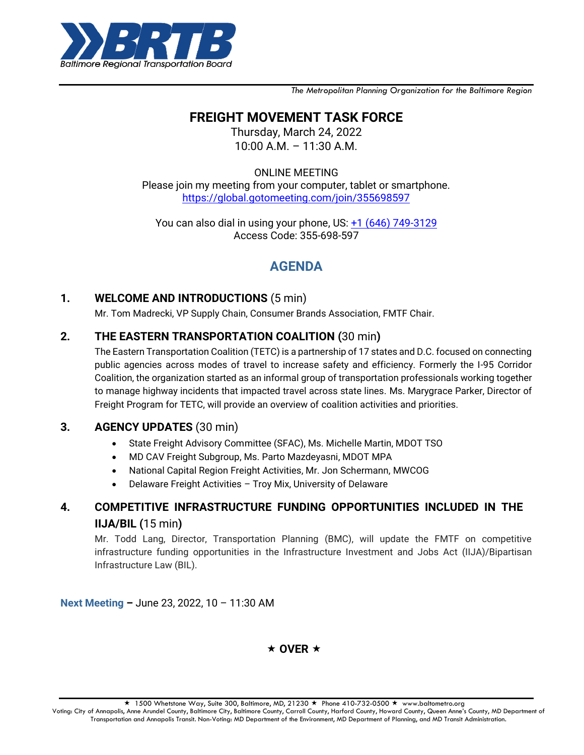**BRTB**
*Baltimore Regional Transportation Board*

*The Metropolitan Planning Organization for the Baltimore Region*

# FREIGHT MOVEMENT TASK FORCE

Thursday, March 24, 2022
10:00 A.M. – 11:30 A.M.

ONLINE MEETING
Please join my meeting from your computer, tablet or smartphone.
https://global.gotomeeting.com/join/355698597

You can also dial in using your phone, US: +1 (646) 749-3129
Access Code: 355-698-597

## AGENDA

**1. WELCOME AND INTRODUCTIONS** (5 min)

Mr. Tom Madrecki, VP Supply Chain, Consumer Brands Association, FMTF Chair.

**2. THE EASTERN TRANSPORTATION COALITION (**30 min**)**

The Eastern Transportation Coalition (TETC) is a partnership of 17 states and D.C. focused on connecting public agencies across modes of travel to increase safety and efficiency. Formerly the I-95 Corridor Coalition, the organization started as an informal group of transportation professionals working together to manage highway incidents that impacted travel across state lines. Ms. Marygrace Parker, Director of Freight Program for TETC, will provide an overview of coalition activities and priorities.

**3. AGENCY UPDATES** (30 min)

- State Freight Advisory Committee (SFAC), Ms. Michelle Martin, MDOT TSO
- MD CAV Freight Subgroup, Ms. Parto Mazdeyasni, MDOT MPA
- National Capital Region Freight Activities, Mr. Jon Schermann, MWCOG
- Delaware Freight Activities – Troy Mix, University of Delaware

**4. COMPETITIVE INFRASTRUCTURE FUNDING OPPORTUNITIES INCLUDED IN THE IIJA/BIL (**15 min**)**

Mr. Todd Lang, Director, Transportation Planning (BMC), will update the FMTF on competitive infrastructure funding opportunities in the Infrastructure Investment and Jobs Act (IIJA)/Bipartisan Infrastructure Law (BIL).

**Next Meeting –** June 23, 2022, 10 – 11:30 AM

★ **OVER** ★

★ 1500 Whetstone Way, Suite 300, Baltimore, MD, 21230 ★ Phone 410-732-0500 ★ www.baltometro.org
Voting: City of Annapolis, Anne Arundel County, Baltimore City, Baltimore County, Carroll County, Harford County, Howard County, Queen Anne's County, MD Department of Transportation and Annapolis Transit. Non-Voting: MD Department of the Environment, MD Department of Planning, and MD Transit Administration.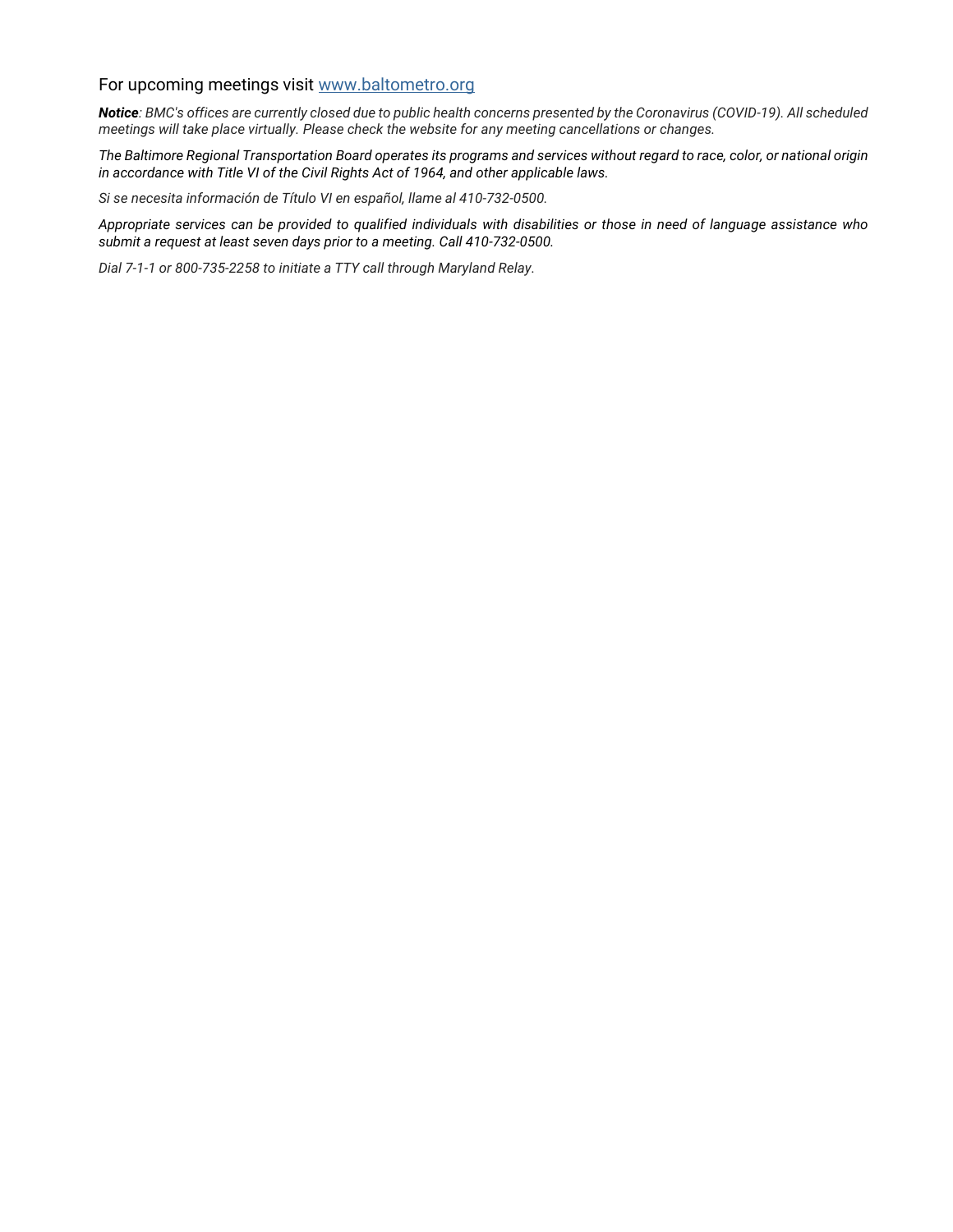For upcoming meetings visit [www.baltometro.org](http://www.baltometro.org)

***Notice****: BMC's offices are currently closed due to public health concerns presented by the Coronavirus (COVID-19). All scheduled meetings will take place virtually. Please check the website for any meeting cancellations or changes.*

*The Baltimore Regional Transportation Board operates its programs and services without regard to race, color, or national origin in accordance with Title VI of the Civil Rights Act of 1964, and other applicable laws.*

*Si se necesita información de Título VI en español, llame al 410-732-0500.*

*Appropriate services can be provided to qualified individuals with disabilities or those in need of language assistance who submit a request at least seven days prior to a meeting. Call 410-732-0500.*

*Dial 7-1-1 or 800-735-2258 to initiate a TTY call through Maryland Relay.*